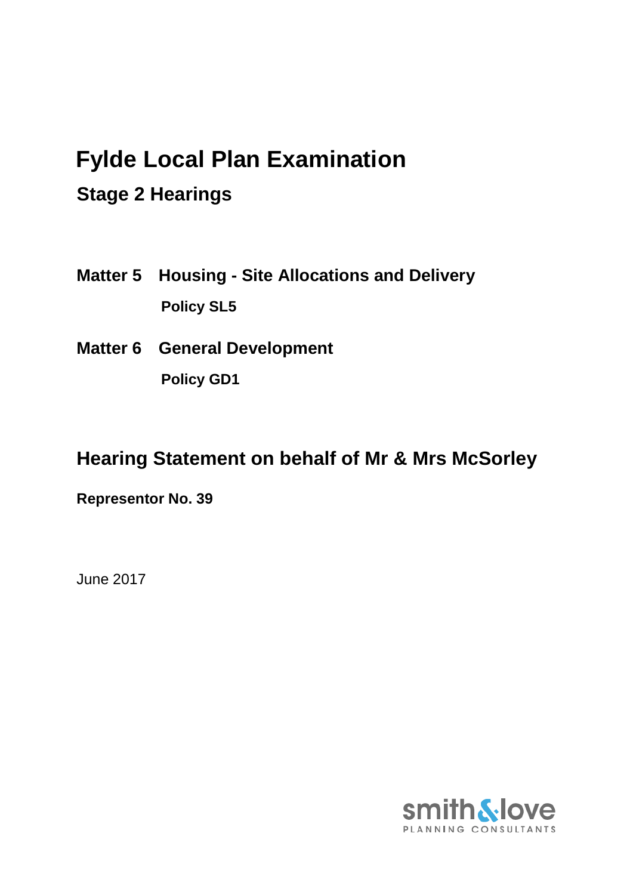# Fylde Local Plan Examination

## Stage 2 Hearings

**Matter 5 Housing - Site Allocations and Delivery**

**Policy SL5**

**Matter 6 General Development**

**Policy GD1**

## Hearing Statement on behalf of Mr & Mrs McSorley

**Representor No. 39**

June 2017

smith&love
PLANNING CONSULTANTS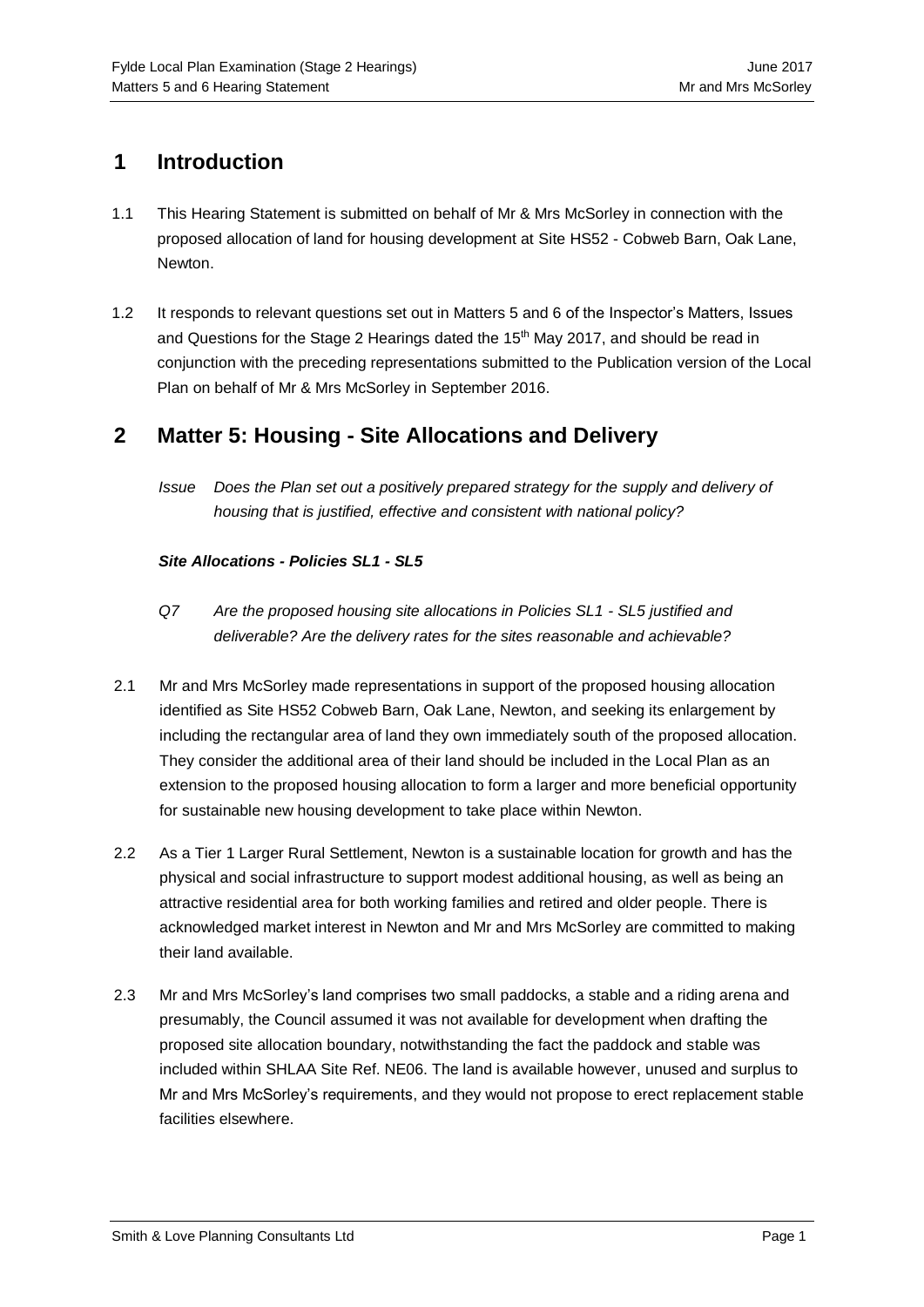## 1 Introduction

1.1 This Hearing Statement is submitted on behalf of Mr & Mrs McSorley in connection with the proposed allocation of land for housing development at Site HS52 - Cobweb Barn, Oak Lane, Newton.

1.2 It responds to relevant questions set out in Matters 5 and 6 of the Inspector's Matters, Issues and Questions for the Stage 2 Hearings dated the 15th May 2017, and should be read in conjunction with the preceding representations submitted to the Publication version of the Local Plan on behalf of Mr & Mrs McSorley in September 2016.

## 2 Matter 5: Housing - Site Allocations and Delivery

*Issue Does the Plan set out a positively prepared strategy for the supply and delivery of housing that is justified, effective and consistent with national policy?*

***Site Allocations - Policies SL1 - SL5***

*Q7 Are the proposed housing site allocations in Policies SL1 - SL5 justified and deliverable? Are the delivery rates for the sites reasonable and achievable?*

2.1 Mr and Mrs McSorley made representations in support of the proposed housing allocation identified as Site HS52 Cobweb Barn, Oak Lane, Newton, and seeking its enlargement by including the rectangular area of land they own immediately south of the proposed allocation. They consider the additional area of their land should be included in the Local Plan as an extension to the proposed housing allocation to form a larger and more beneficial opportunity for sustainable new housing development to take place within Newton.

2.2 As a Tier 1 Larger Rural Settlement, Newton is a sustainable location for growth and has the physical and social infrastructure to support modest additional housing, as well as being an attractive residential area for both working families and retired and older people. There is acknowledged market interest in Newton and Mr and Mrs McSorley are committed to making their land available.

2.3 Mr and Mrs McSorley's land comprises two small paddocks, a stable and a riding arena and presumably, the Council assumed it was not available for development when drafting the proposed site allocation boundary, notwithstanding the fact the paddock and stable was included within SHLAA Site Ref. NE06. The land is available however, unused and surplus to Mr and Mrs McSorley's requirements, and they would not propose to erect replacement stable facilities elsewhere.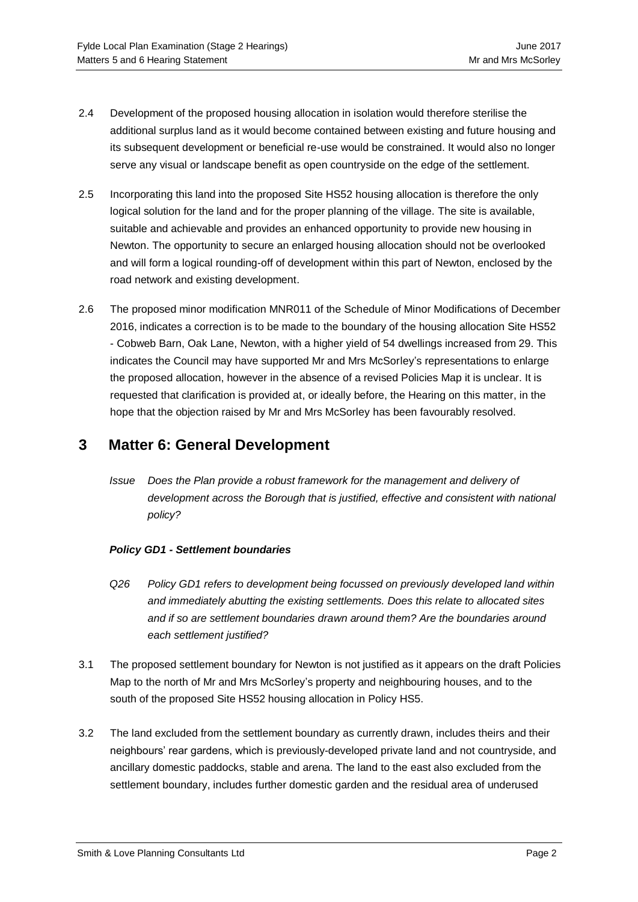2.4 Development of the proposed housing allocation in isolation would therefore sterilise the additional surplus land as it would become contained between existing and future housing and its subsequent development or beneficial re-use would be constrained. It would also no longer serve any visual or landscape benefit as open countryside on the edge of the settlement.

2.5 Incorporating this land into the proposed Site HS52 housing allocation is therefore the only logical solution for the land and for the proper planning of the village. The site is available, suitable and achievable and provides an enhanced opportunity to provide new housing in Newton. The opportunity to secure an enlarged housing allocation should not be overlooked and will form a logical rounding-off of development within this part of Newton, enclosed by the road network and existing development.

2.6 The proposed minor modification MNR011 of the Schedule of Minor Modifications of December 2016, indicates a correction is to be made to the boundary of the housing allocation Site HS52 - Cobweb Barn, Oak Lane, Newton, with a higher yield of 54 dwellings increased from 29. This indicates the Council may have supported Mr and Mrs McSorley's representations to enlarge the proposed allocation, however in the absence of a revised Policies Map it is unclear. It is requested that clarification is provided at, or ideally before, the Hearing on this matter, in the hope that the objection raised by Mr and Mrs McSorley has been favourably resolved.

## 3 Matter 6: General Development

*Issue Does the Plan provide a robust framework for the management and delivery of development across the Borough that is justified, effective and consistent with national policy?*

***Policy GD1 - Settlement boundaries***

*Q26 Policy GD1 refers to development being focussed on previously developed land within and immediately abutting the existing settlements. Does this relate to allocated sites and if so are settlement boundaries drawn around them? Are the boundaries around each settlement justified?*

3.1 The proposed settlement boundary for Newton is not justified as it appears on the draft Policies Map to the north of Mr and Mrs McSorley's property and neighbouring houses, and to the south of the proposed Site HS52 housing allocation in Policy HS5.

3.2 The land excluded from the settlement boundary as currently drawn, includes theirs and their neighbours' rear gardens, which is previously-developed private land and not countryside, and ancillary domestic paddocks, stable and arena. The land to the east also excluded from the settlement boundary, includes further domestic garden and the residual area of underused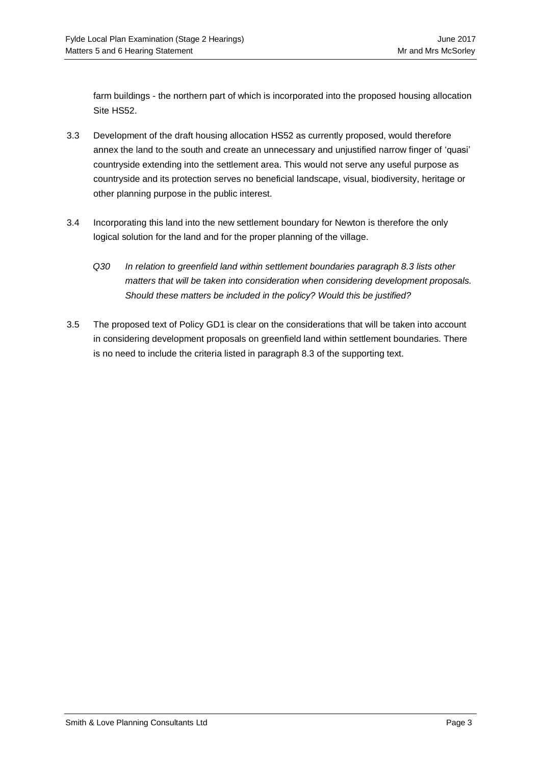farm buildings - the northern part of which is incorporated into the proposed housing allocation Site HS52.

3.3 Development of the draft housing allocation HS52 as currently proposed, would therefore annex the land to the south and create an unnecessary and unjustified narrow finger of 'quasi' countryside extending into the settlement area. This would not serve any useful purpose as countryside and its protection serves no beneficial landscape, visual, biodiversity, heritage or other planning purpose in the public interest.

3.4 Incorporating this land into the new settlement boundary for Newton is therefore the only logical solution for the land and for the proper planning of the village.

*Q30 In relation to greenfield land within settlement boundaries paragraph 8.3 lists other matters that will be taken into consideration when considering development proposals. Should these matters be included in the policy? Would this be justified?*

3.5 The proposed text of Policy GD1 is clear on the considerations that will be taken into account in considering development proposals on greenfield land within settlement boundaries. There is no need to include the criteria listed in paragraph 8.3 of the supporting text.